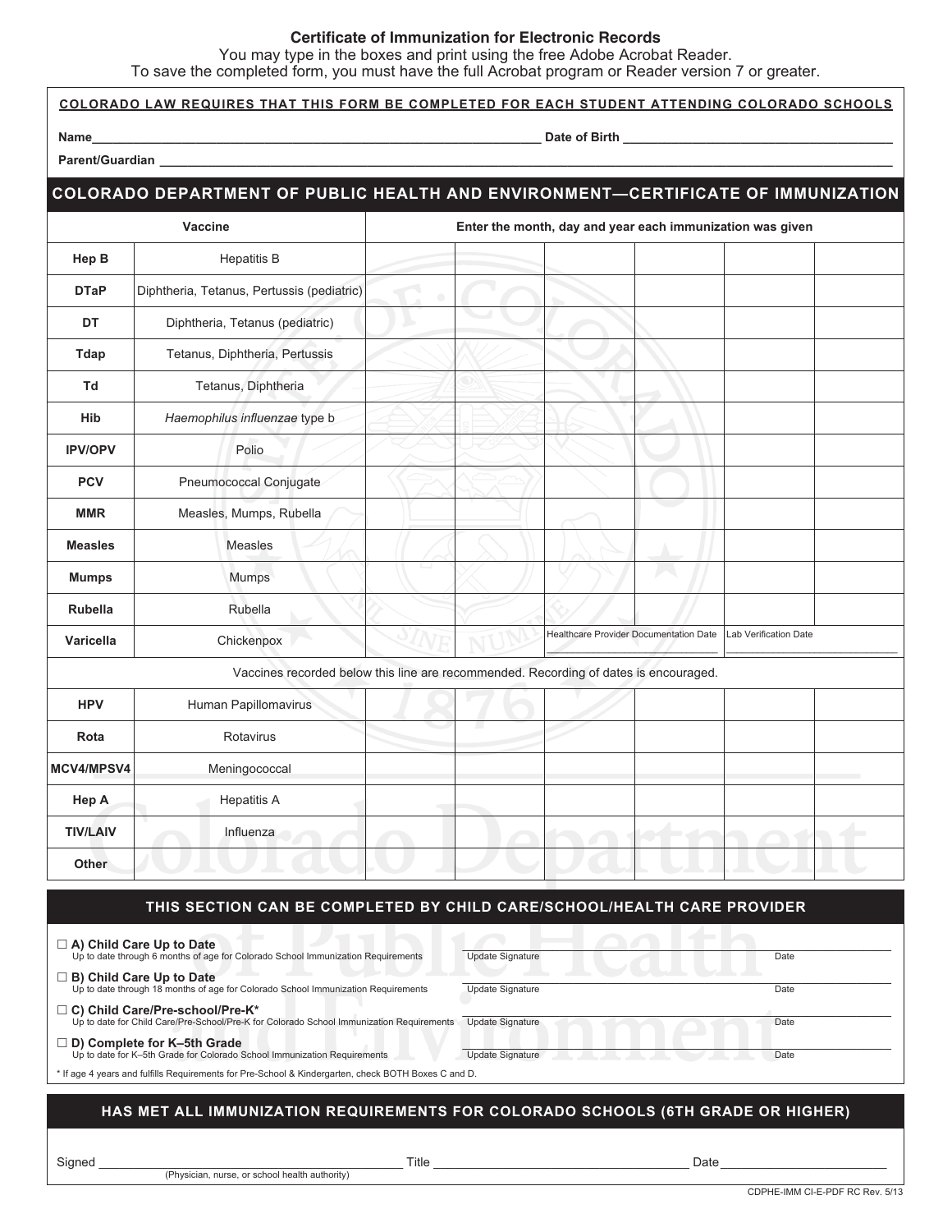## Certificate of Immunization for Electronic Records

You may type in the boxes and print using the free Adobe Acrobat Reader.
To save the completed form, you must have the full Acrobat program or Reader version 7 or greater.

**COLORADO LAW REQUIRES THAT THIS FORM BE COMPLETED FOR EACH STUDENT ATTENDING COLORADO SCHOOLS**

**Name**_______________________________________________ **Date of Birth** ______________________________

**Parent/Guardian** __________________________________________________________________________

## COLORADO DEPARTMENT OF PUBLIC HEALTH AND ENVIRONMENT—CERTIFICATE OF IMMUNIZATION

| Vaccine | | Enter the month, day and year each immunization was given | | | | | |
|---|---|---|---|---|---|---|---|
| **Hep B** | Hepatitis B | | | | | | |
| **DTaP** | Diphtheria, Tetanus, Pertussis (pediatric) | | | | | | |
| **DT** | Diphtheria, Tetanus (pediatric) | | | | | | |
| **Tdap** | Tetanus, Diphtheria, Pertussis | | | | | | |
| **Td** | Tetanus, Diphtheria | | | | | | |
| **Hib** | *Haemophilus influenzae* type b | | | | | | |
| **IPV/OPV** | Polio | | | | | | |
| **PCV** | Pneumococcal Conjugate | | | | | | |
| **MMR** | Measles, Mumps, Rubella | | | | | | |
| **Measles** | Measles | | | | | | |
| **Mumps** | Mumps | | | | | | |
| **Rubella** | Rubella | | | | | | |
| **Varicella** | Chickenpox | | | Healthcare Provider Documentation Date | | Lab Verification Date | |
| Vaccines recorded below this line are recommended. Recording of dates is encouraged. | | | | | | | |
| **HPV** | Human Papillomavirus | | | | | | |
| **Rota** | Rotavirus | | | | | | |
| **MCV4/MPSV4** | Meningococcal | | | | | | |
| **Hep A** | Hepatitis A | | | | | | |
| **TIV/LAIV** | Influenza | | | | | | |
| **Other** | | | | | | | |

## THIS SECTION CAN BE COMPLETED BY CHILD CARE/SCHOOL/HEALTH CARE PROVIDER

☐ **A) Child Care Up to Date**
Up to date through 6 months of age for Colorado School Immunization Requirements — Update Signature ____________ Date ________

☐ **B) Child Care Up to Date**
Up to date through 18 months of age for Colorado School Immunization Requirements — Update Signature ____________ Date ________

☐ **C) Child Care/Pre-school/Pre-K***
Up to date for Child Care/Pre-School/Pre-K for Colorado School Immunization Requirements — Update Signature ____________ Date ________

☐ **D) Complete for K–5th Grade**
Up to date for K–5th Grade for Colorado School Immunization Requirements — Update Signature ____________ Date ________

\* If age 4 years and fulfills Requirements for Pre-School & Kindergarten, check BOTH Boxes C and D.

## HAS MET ALL IMMUNIZATION REQUIREMENTS FOR COLORADO SCHOOLS (6TH GRADE OR HIGHER)

Signed ______________________________ Title ______________________________ Date ____________________
(Physician, nurse, or school health authority)

CDPHE-IMM CI-E-PDF RC Rev. 5/13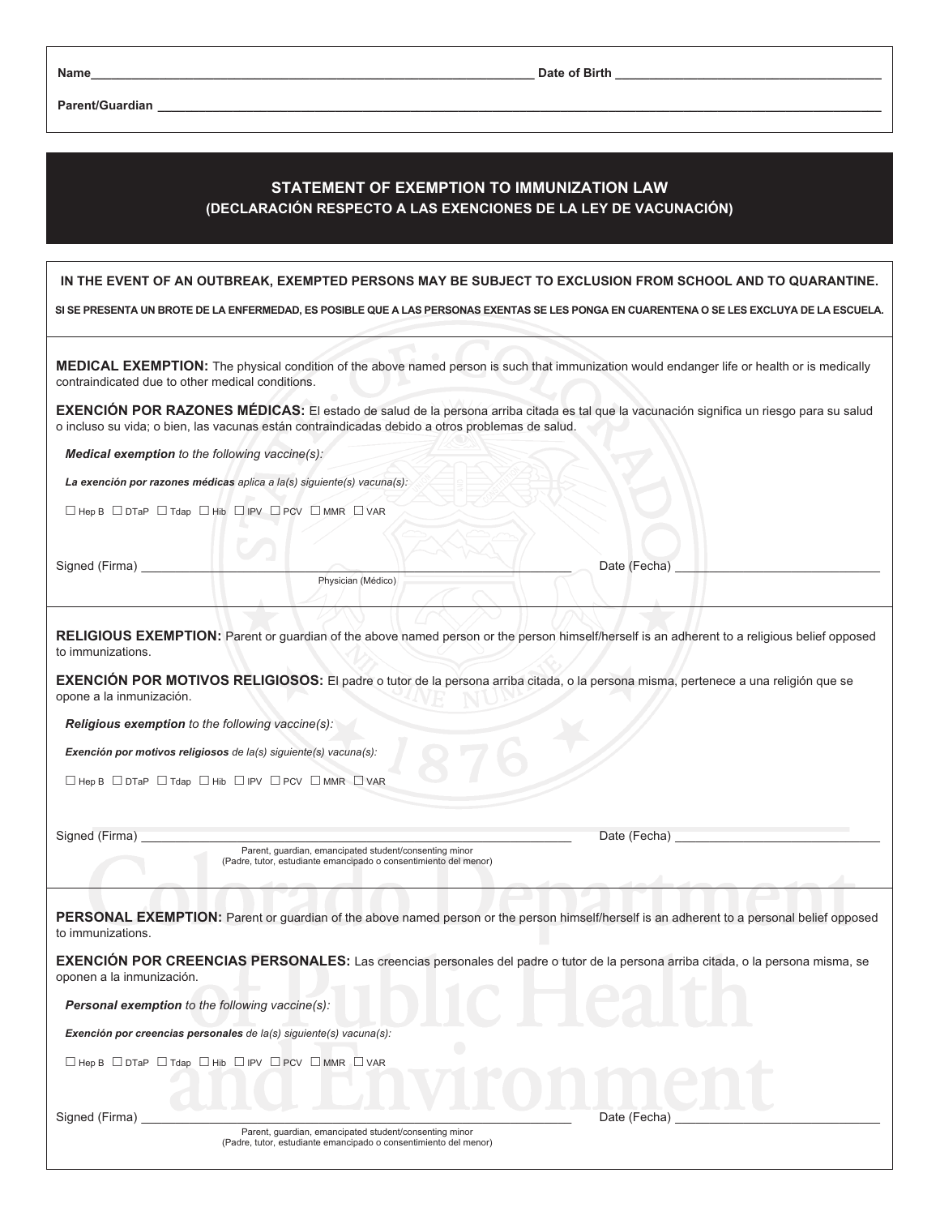Name_______________________________________________ Date of Birth ______________________________

Parent/Guardian ______________________________________________________________________________

## STATEMENT OF EXEMPTION TO IMMUNIZATION LAW
## (DECLARACIÓN RESPECTO A LAS EXENCIONES DE LA LEY DE VACUNACIÓN)

**IN THE EVENT OF AN OUTBREAK, EXEMPTED PERSONS MAY BE SUBJECT TO EXCLUSION FROM SCHOOL AND TO QUARANTINE.**

**SI SE PRESENTA UN BROTE DE LA ENFERMEDAD, ES POSIBLE QUE A LAS PERSONAS EXENTAS SE LES PONGA EN CUARENTENA O SE LES EXCLUYA DE LA ESCUELA.**

**MEDICAL EXEMPTION:** The physical condition of the above named person is such that immunization would endanger life or health or is medically contraindicated due to other medical conditions.

**EXENCIÓN POR RAZONES MÉDICAS:** El estado de salud de la persona arriba citada es tal que la vacunación significa un riesgo para su salud o incluso su vida; o bien, las vacunas están contraindicadas debido a otros problemas de salud.

***Medical exemption*** *to the following vaccine(s):*

***La exención por razones médicas*** *aplica a la(s) siguiente(s) vacuna(s):*

☐ Hep B ☐ DTaP ☐ Tdap ☐ Hib ☐ IPV ☐ PCV ☐ MMR ☐ VAR

Signed (Firma) ______________________________________ Date (Fecha) ____________________
Physician (Médico)

**RELIGIOUS EXEMPTION:** Parent or guardian of the above named person or the person himself/herself is an adherent to a religious belief opposed to immunizations.

**EXENCIÓN POR MOTIVOS RELIGIOSOS:** El padre o tutor de la persona arriba citada, o la persona misma, pertenece a una religión que se opone a la inmunización.

***Religious exemption*** *to the following vaccine(s):*

***Exención por motivos religiosos*** *de la(s) siguiente(s) vacuna(s):*

☐ Hep B ☐ DTaP ☐ Tdap ☐ Hib ☐ IPV ☐ PCV ☐ MMR ☐ VAR

Signed (Firma) ______________________________________ Date (Fecha) ____________________
Parent, guardian, emancipated student/consenting minor
(Padre, tutor, estudiante emancipado o consentimiento del menor)

**PERSONAL EXEMPTION:** Parent or guardian of the above named person or the person himself/herself is an adherent to a personal belief opposed to immunizations.

**EXENCIÓN POR CREENCIAS PERSONALES:** Las creencias personales del padre o tutor de la persona arriba citada, o la persona misma, se oponen a la inmunización.

***Personal exemption*** *to the following vaccine(s):*

***Exención por creencias personales*** *de la(s) siguiente(s) vacuna(s):*

☐ Hep B ☐ DTaP ☐ Tdap ☐ Hib ☐ IPV ☐ PCV ☐ MMR ☐ VAR

Signed (Firma) ______________________________________ Date (Fecha) ____________________
Parent, guardian, emancipated student/consenting minor
(Padre, tutor, estudiante emancipado o consentimiento del menor)